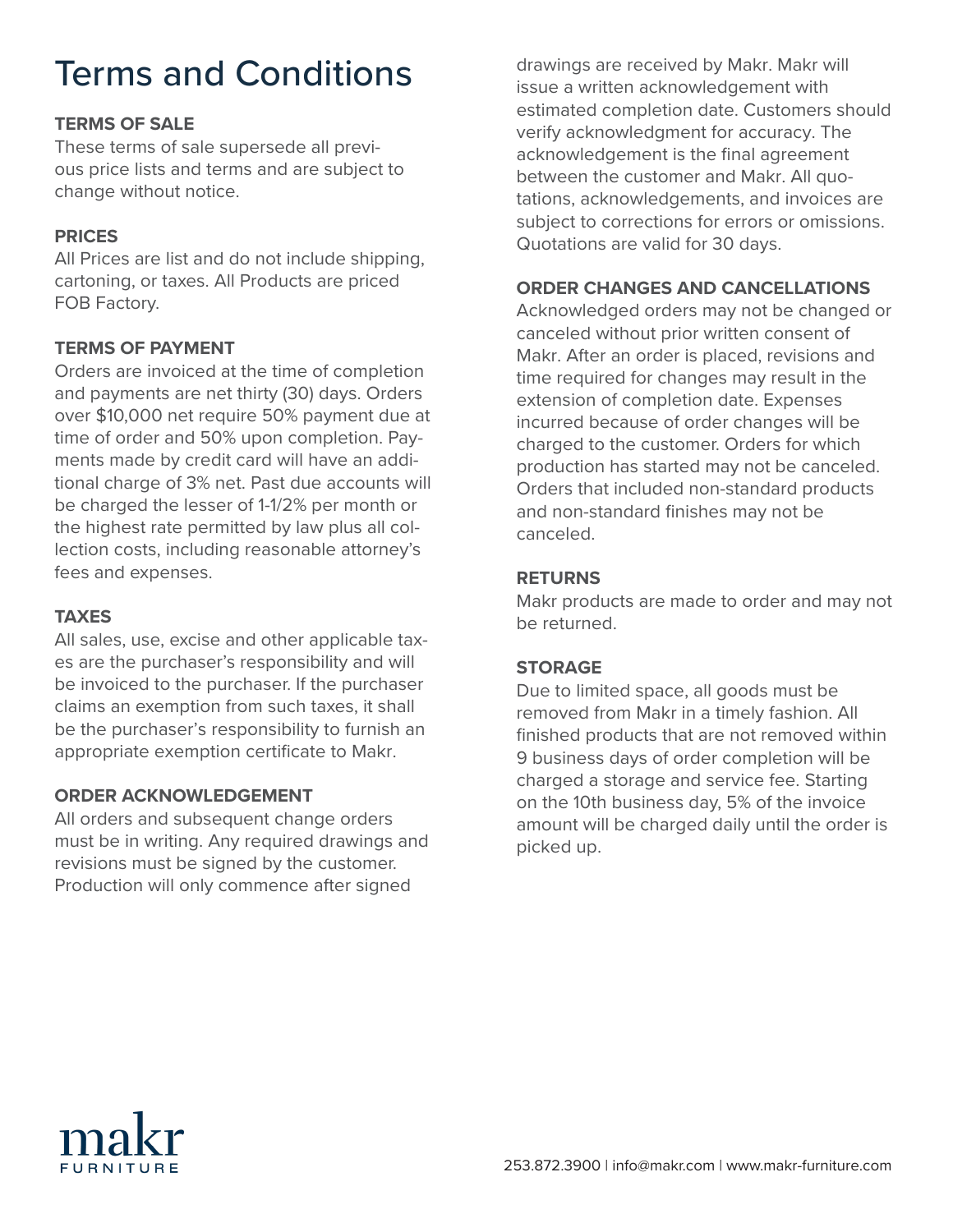# Terms and Conditions

**TERMS OF SALE**

These terms of sale supersede all previous price lists and terms and are subject to change without notice.

**PRICES**

All Prices are list and do not include shipping, cartoning, or taxes. All Products are priced FOB Factory.

**TERMS OF PAYMENT**

Orders are invoiced at the time of completion and payments are net thirty (30) days. Orders over $10,000 net require 50% payment due at time of order and 50% upon completion. Payments made by credit card will have an additional charge of 3% net. Past due accounts will be charged the lesser of 1-1/2% per month or the highest rate permitted by law plus all collection costs, including reasonable attorney's fees and expenses.

**TAXES**

All sales, use, excise and other applicable taxes are the purchaser's responsibility and will be invoiced to the purchaser. If the purchaser claims an exemption from such taxes, it shall be the purchaser's responsibility to furnish an appropriate exemption certificate to Makr.

**ORDER ACKNOWLEDGEMENT**

All orders and subsequent change orders must be in writing. Any required drawings and revisions must be signed by the customer. Production will only commence after signed drawings are received by Makr. Makr will issue a written acknowledgement with estimated completion date. Customers should verify acknowledgment for accuracy. The acknowledgement is the final agreement between the customer and Makr. All quotations, acknowledgements, and invoices are subject to corrections for errors or omissions. Quotations are valid for 30 days.

**ORDER CHANGES AND CANCELLATIONS**

Acknowledged orders may not be changed or canceled without prior written consent of Makr. After an order is placed, revisions and time required for changes may result in the extension of completion date. Expenses incurred because of order changes will be charged to the customer. Orders for which production has started may not be canceled. Orders that included non-standard products and non-standard finishes may not be canceled.

**RETURNS**

Makr products are made to order and may not be returned.

**STORAGE**

Due to limited space, all goods must be removed from Makr in a timely fashion. All finished products that are not removed within 9 business days of order completion will be charged a storage and service fee. Starting on the 10th business day, 5% of the invoice amount will be charged daily until the order is picked up.

makr FURNITURE

253.872.3900 | info@makr.com | www.makr-furniture.com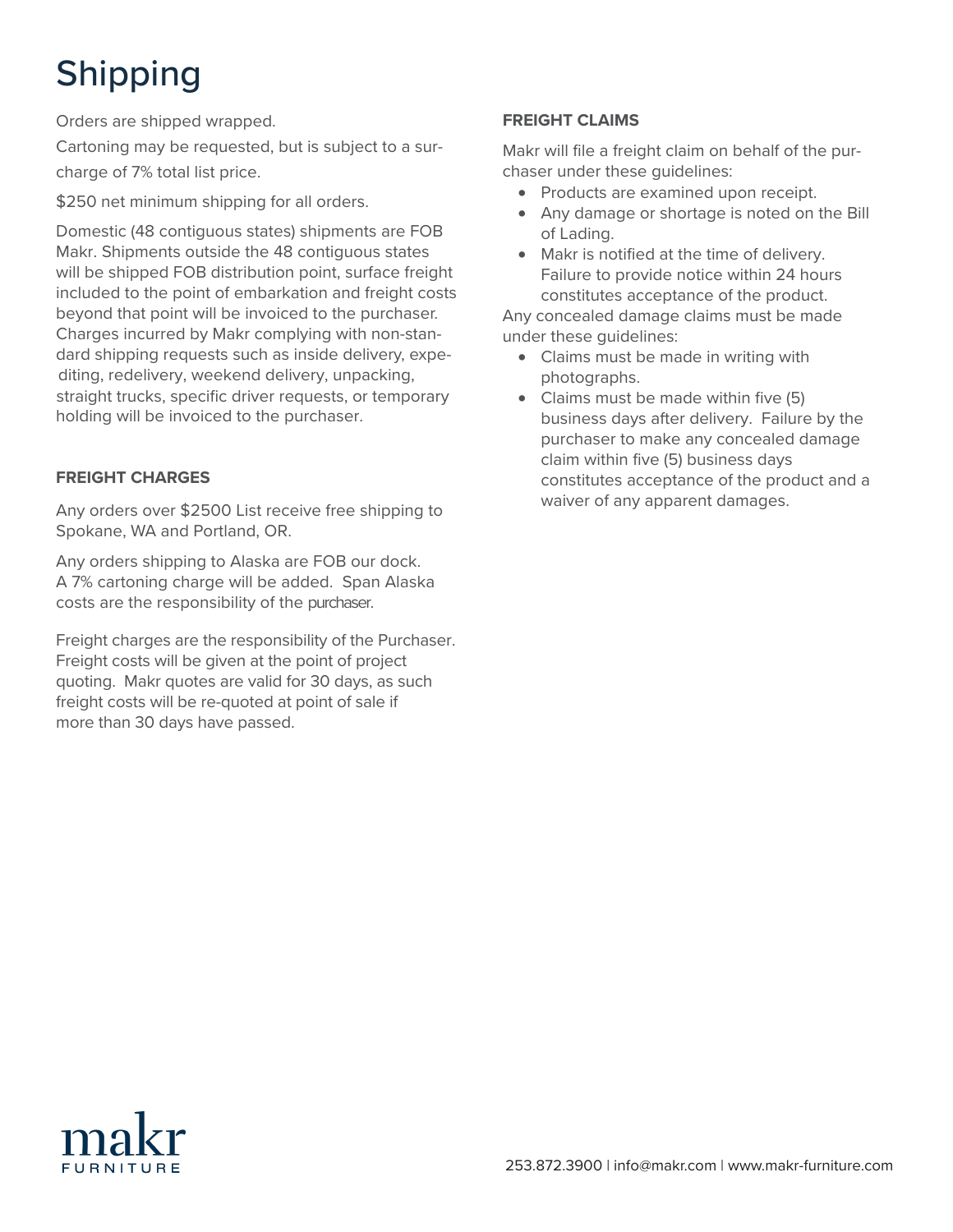# Shipping

Orders are shipped wrapped.

Cartoning may be requested, but is subject to a surcharge of 7% total list price.

$250 net minimum shipping for all orders.

Domestic (48 contiguous states) shipments are FOB Makr. Shipments outside the 48 contiguous states will be shipped FOB distribution point, surface freight included to the point of embarkation and freight costs beyond that point will be invoiced to the purchaser. Charges incurred by Makr complying with non-standard shipping requests such as inside delivery, expediting, redelivery, weekend delivery, unpacking, straight trucks, specific driver requests, or temporary holding will be invoiced to the purchaser.

### FREIGHT CHARGES

Any orders over $2500 List receive free shipping to Spokane, WA and Portland, OR.

Any orders shipping to Alaska are FOB our dock. A 7% cartoning charge will be added. Span Alaska costs are the responsibility of the purchaser.

Freight charges are the responsibility of the Purchaser. Freight costs will be given at the point of project quoting. Makr quotes are valid for 30 days, as such freight costs will be re-quoted at point of sale if more than 30 days have passed.

### FREIGHT CLAIMS

Makr will file a freight claim on behalf of the purchaser under these guidelines:

- Products are examined upon receipt.
- Any damage or shortage is noted on the Bill of Lading.
- Makr is notified at the time of delivery. Failure to provide notice within 24 hours constitutes acceptance of the product.

Any concealed damage claims must be made under these guidelines:

- Claims must be made in writing with photographs.
- Claims must be made within five (5) business days after delivery. Failure by the purchaser to make any concealed damage claim within five (5) business days constitutes acceptance of the product and a waiver of any apparent damages.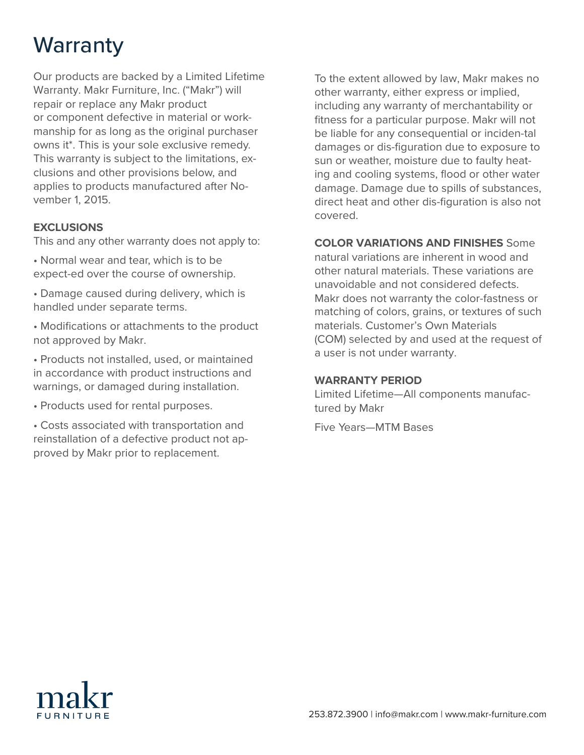# Warranty

Our products are backed by a Limited Lifetime Warranty. Makr Furniture, Inc. ("Makr") will repair or replace any Makr product or component defective in material or workmanship for as long as the original purchaser owns it*. This is your sole exclusive remedy. This warranty is subject to the limitations, exclusions and other provisions below, and applies to products manufactured after November 1, 2015.

**EXCLUSIONS**

This and any other warranty does not apply to:

- Normal wear and tear, which is to be expect-ed over the course of ownership.
- Damage caused during delivery, which is handled under separate terms.
- Modifications or attachments to the product not approved by Makr.
- Products not installed, used, or maintained in accordance with product instructions and warnings, or damaged during installation.
- Products used for rental purposes.
- Costs associated with transportation and reinstallation of a defective product not approved by Makr prior to replacement.

To the extent allowed by law, Makr makes no other warranty, either express or implied, including any warranty of merchantability or fitness for a particular purpose. Makr will not be liable for any consequential or inciden-tal damages or dis-figuration due to exposure to sun or weather, moisture due to faulty heating and cooling systems, flood or other water damage. Damage due to spills of substances, direct heat and other dis-figuration is also not covered.

**COLOR VARIATIONS AND FINISHES** Some natural variations are inherent in wood and other natural materials. These variations are unavoidable and not considered defects. Makr does not warranty the color-fastness or matching of colors, grains, or textures of such materials. Customer's Own Materials (COM) selected by and used at the request of a user is not under warranty.

**WARRANTY PERIOD**

Limited Lifetime—All components manufactured by Makr

Five Years—MTM Bases

makr FURNITURE

253.872.3900 | info@makr.com | www.makr-furniture.com